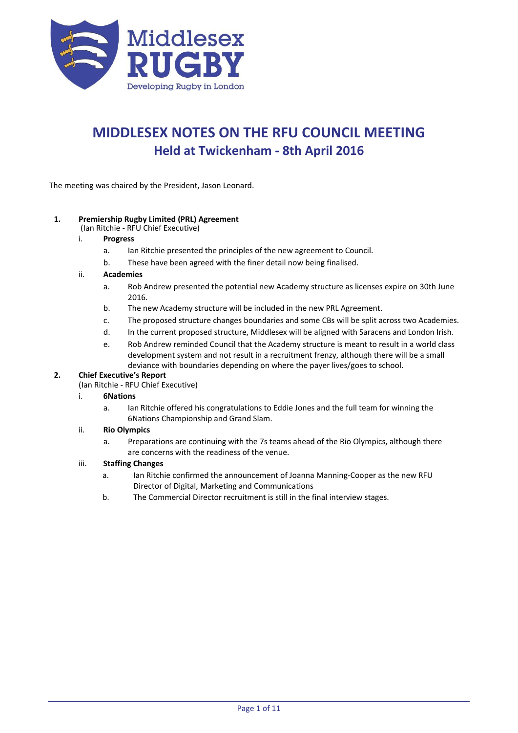Middlesex RUGBY

Developing Rugby in London

# MIDDLESEX NOTES ON THE RFU COUNCIL MEETING
## Held at Twickenham - 8th April 2016

The meeting was chaired by the President, Jason Leonard.

**1. Premiership Rugby Limited (PRL) Agreement**
(Ian Ritchie - RFU Chief Executive)

i. **Progress**

a. Ian Ritchie presented the principles of the new agreement to Council.

b. These have been agreed with the finer detail now being finalised.

ii. **Academies**

a. Rob Andrew presented the potential new Academy structure as licenses expire on 30th June 2016.

b. The new Academy structure will be included in the new PRL Agreement.

c. The proposed structure changes boundaries and some CBs will be split across two Academies.

d. In the current proposed structure, Middlesex will be aligned with Saracens and London Irish.

e. Rob Andrew reminded Council that the Academy structure is meant to result in a world class development system and not result in a recruitment frenzy, although there will be a small deviance with boundaries depending on where the payer lives/goes to school.

**2. Chief Executive's Report**
(Ian Ritchie - RFU Chief Executive)

i. **6Nations**

a. Ian Ritchie offered his congratulations to Eddie Jones and the full team for winning the 6Nations Championship and Grand Slam.

ii. **Rio Olympics**

a. Preparations are continuing with the 7s teams ahead of the Rio Olympics, although there are concerns with the readiness of the venue.

iii. **Staffing Changes**

a. Ian Ritchie confirmed the announcement of Joanna Manning-Cooper as the new RFU Director of Digital, Marketing and Communications

b. The Commercial Director recruitment is still in the final interview stages.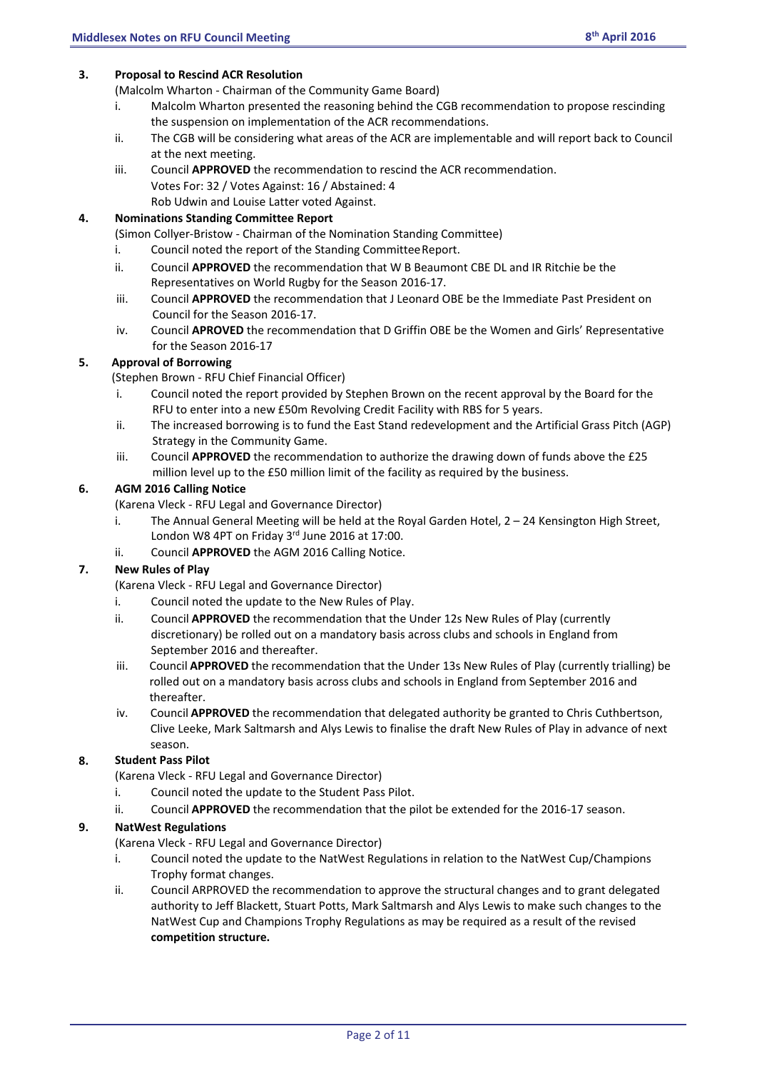## 3. Proposal to Rescind ACR Resolution

(Malcolm Wharton - Chairman of the Community Game Board)

i. Malcolm Wharton presented the reasoning behind the CGB recommendation to propose rescinding the suspension on implementation of the ACR recommendations.

ii. The CGB will be considering what areas of the ACR are implementable and will report back to Council at the next meeting.

iii. Council **APPROVED** the recommendation to rescind the ACR recommendation.
Votes For: 32 / Votes Against: 16 / Abstained: 4
Rob Udwin and Louise Latter voted Against.

## 4. Nominations Standing Committee Report

(Simon Collyer-Bristow - Chairman of the Nomination Standing Committee)

i. Council noted the report of the Standing Committee Report.

ii. Council **APPROVED** the recommendation that W B Beaumont CBE DL and IR Ritchie be the Representatives on World Rugby for the Season 2016-17.

iii. Council **APPROVED** the recommendation that J Leonard OBE be the Immediate Past President on Council for the Season 2016-17.

iv. Council **APROVED** the recommendation that D Griffin OBE be the Women and Girls' Representative for the Season 2016-17

## 5. Approval of Borrowing

(Stephen Brown - RFU Chief Financial Officer)

i. Council noted the report provided by Stephen Brown on the recent approval by the Board for the RFU to enter into a new £50m Revolving Credit Facility with RBS for 5 years.

ii. The increased borrowing is to fund the East Stand redevelopment and the Artificial Grass Pitch (AGP) Strategy in the Community Game.

iii. Council **APPROVED** the recommendation to authorize the drawing down of funds above the £25 million level up to the £50 million limit of the facility as required by the business.

## 6. AGM 2016 Calling Notice

(Karena Vleck - RFU Legal and Governance Director)

i. The Annual General Meeting will be held at the Royal Garden Hotel, 2 – 24 Kensington High Street, London W8 4PT on Friday 3rd June 2016 at 17:00.

ii. Council **APPROVED** the AGM 2016 Calling Notice.

## 7. New Rules of Play

(Karena Vleck - RFU Legal and Governance Director)

i. Council noted the update to the New Rules of Play.

ii. Council **APPROVED** the recommendation that the Under 12s New Rules of Play (currently discretionary) be rolled out on a mandatory basis across clubs and schools in England from September 2016 and thereafter.

iii. Council **APPROVED** the recommendation that the Under 13s New Rules of Play (currently trialling) be rolled out on a mandatory basis across clubs and schools in England from September 2016 and thereafter.

iv. Council **APPROVED** the recommendation that delegated authority be granted to Chris Cuthbertson, Clive Leeke, Mark Saltmarsh and Alys Lewis to finalise the draft New Rules of Play in advance of next season.

## 8. Student Pass Pilot

(Karena Vleck - RFU Legal and Governance Director)

i. Council noted the update to the Student Pass Pilot.

ii. Council **APPROVED** the recommendation that the pilot be extended for the 2016-17 season.

## 9. NatWest Regulations

(Karena Vleck - RFU Legal and Governance Director)

i. Council noted the update to the NatWest Regulations in relation to the NatWest Cup/Champions Trophy format changes.

ii. Council ARPROVED the recommendation to approve the structural changes and to grant delegated authority to Jeff Blackett, Stuart Potts, Mark Saltmarsh and Alys Lewis to make such changes to the NatWest Cup and Champions Trophy Regulations as may be required as a result of the revised **competition structure.**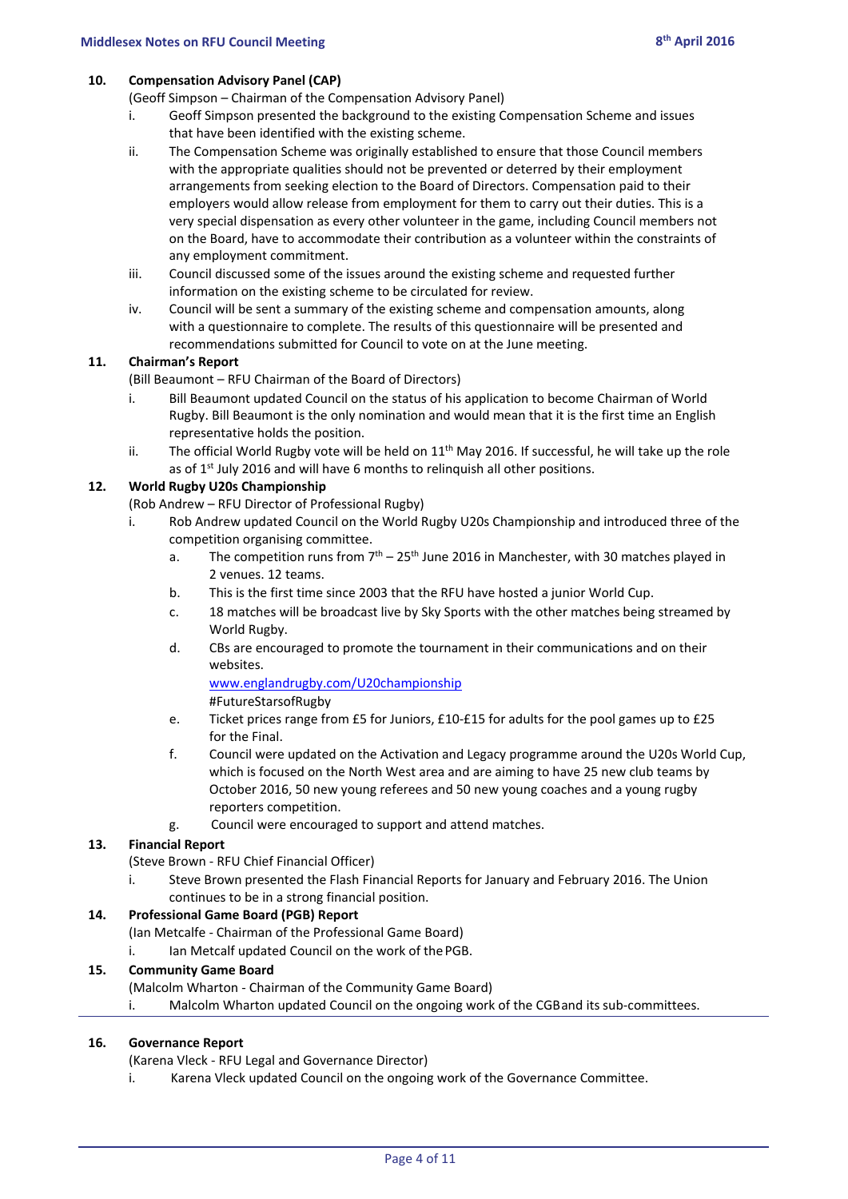## 10. Compensation Advisory Panel (CAP)

(Geoff Simpson – Chairman of the Compensation Advisory Panel)

- i. Geoff Simpson presented the background to the existing Compensation Scheme and issues that have been identified with the existing scheme.
- ii. The Compensation Scheme was originally established to ensure that those Council members with the appropriate qualities should not be prevented or deterred by their employment arrangements from seeking election to the Board of Directors. Compensation paid to their employers would allow release from employment for them to carry out their duties. This is a very special dispensation as every other volunteer in the game, including Council members not on the Board, have to accommodate their contribution as a volunteer within the constraints of any employment commitment.
- iii. Council discussed some of the issues around the existing scheme and requested further information on the existing scheme to be circulated for review.
- iv. Council will be sent a summary of the existing scheme and compensation amounts, along with a questionnaire to complete. The results of this questionnaire will be presented and recommendations submitted for Council to vote on at the June meeting.

## 11. Chairman's Report

(Bill Beaumont – RFU Chairman of the Board of Directors)

- i. Bill Beaumont updated Council on the status of his application to become Chairman of World Rugby. Bill Beaumont is the only nomination and would mean that it is the first time an English representative holds the position.
- ii. The official World Rugby vote will be held on 11th May 2016. If successful, he will take up the role as of 1st July 2016 and will have 6 months to relinquish all other positions.

## 12. World Rugby U20s Championship

(Rob Andrew – RFU Director of Professional Rugby)

- i. Rob Andrew updated Council on the World Rugby U20s Championship and introduced three of the competition organising committee.
  - a. The competition runs from 7th – 25th June 2016 in Manchester, with 30 matches played in 2 venues. 12 teams.
  - b. This is the first time since 2003 that the RFU have hosted a junior World Cup.
  - c. 18 matches will be broadcast live by Sky Sports with the other matches being streamed by World Rugby.
  - d. CBs are encouraged to promote the tournament in their communications and on their websites.
    www.englandrugby.com/U20championship
    #FutureStarsofRugby
  - e. Ticket prices range from £5 for Juniors, £10-£15 for adults for the pool games up to £25 for the Final.
  - f. Council were updated on the Activation and Legacy programme around the U20s World Cup, which is focused on the North West area and are aiming to have 25 new club teams by October 2016, 50 new young referees and 50 new young coaches and a young rugby reporters competition.
  - g. Council were encouraged to support and attend matches.

## 13. Financial Report

(Steve Brown - RFU Chief Financial Officer)

- i. Steve Brown presented the Flash Financial Reports for January and February 2016. The Union continues to be in a strong financial position.

## 14. Professional Game Board (PGB) Report

(Ian Metcalfe - Chairman of the Professional Game Board)

- i. Ian Metcalf updated Council on the work of the PGB.

## 15. Community Game Board

(Malcolm Wharton - Chairman of the Community Game Board)

- i. Malcolm Wharton updated Council on the ongoing work of the CGB and its sub-committees.

---

## 16. Governance Report

(Karena Vleck - RFU Legal and Governance Director)

- i. Karena Vleck updated Council on the ongoing work of the Governance Committee.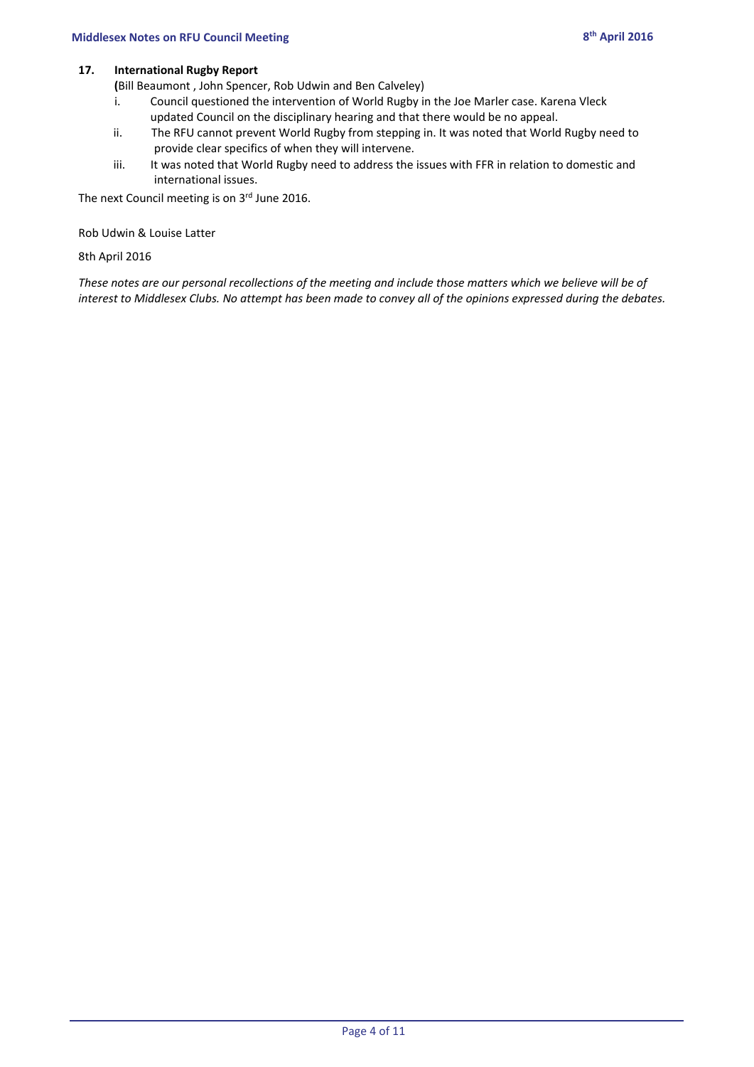**17. International Rugby Report**

(Bill Beaumont , John Spencer, Rob Udwin and Ben Calveley)

i. Council questioned the intervention of World Rugby in the Joe Marler case. Karena Vleck updated Council on the disciplinary hearing and that there would be no appeal.

ii. The RFU cannot prevent World Rugby from stepping in. It was noted that World Rugby need to provide clear specifics of when they will intervene.

iii. It was noted that World Rugby need to address the issues with FFR in relation to domestic and international issues.

The next Council meeting is on 3rd June 2016.

Rob Udwin & Louise Latter

8th April 2016

*These notes are our personal recollections of the meeting and include those matters which we believe will be of interest to Middlesex Clubs. No attempt has been made to convey all of the opinions expressed during the debates.*